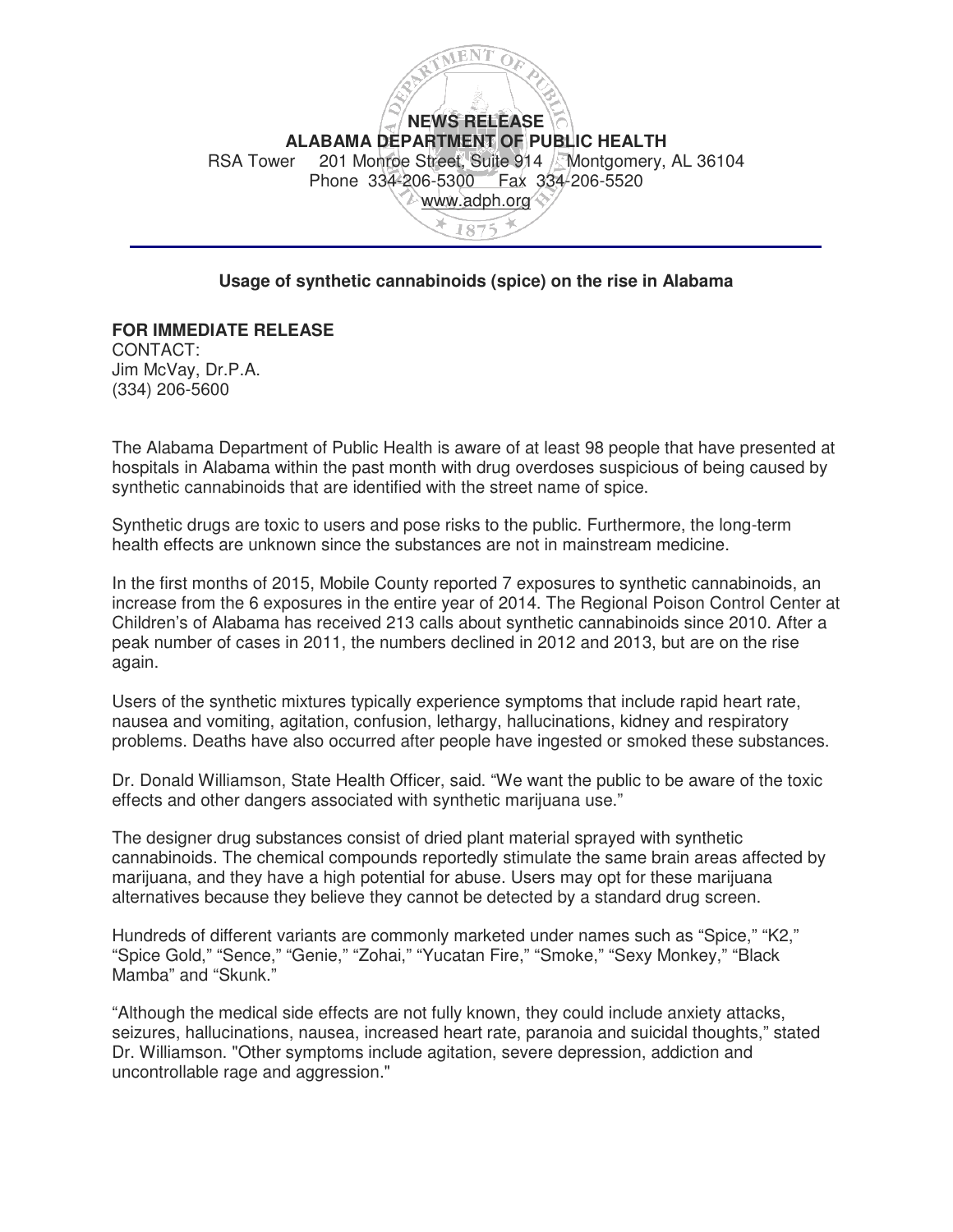**NEWS RELEASE**
**ALABAMA DEPARTMENT OF PUBLIC HEALTH**
RSA Tower  201 Monroe Street, Suite 914  Montgomery, AL 36104
Phone 334-206-5300  Fax 334-206-5520
www.adph.org

## Usage of synthetic cannabinoids (spice) on the rise in Alabama

**FOR IMMEDIATE RELEASE**
CONTACT:
Jim McVay, Dr.P.A.
(334) 206-5600

The Alabama Department of Public Health is aware of at least 98 people that have presented at hospitals in Alabama within the past month with drug overdoses suspicious of being caused by synthetic cannabinoids that are identified with the street name of spice.

Synthetic drugs are toxic to users and pose risks to the public. Furthermore, the long-term health effects are unknown since the substances are not in mainstream medicine.

In the first months of 2015, Mobile County reported 7 exposures to synthetic cannabinoids, an increase from the 6 exposures in the entire year of 2014. The Regional Poison Control Center at Children's of Alabama has received 213 calls about synthetic cannabinoids since 2010. After a peak number of cases in 2011, the numbers declined in 2012 and 2013, but are on the rise again.

Users of the synthetic mixtures typically experience symptoms that include rapid heart rate, nausea and vomiting, agitation, confusion, lethargy, hallucinations, kidney and respiratory problems. Deaths have also occurred after people have ingested or smoked these substances.

Dr. Donald Williamson, State Health Officer, said. "We want the public to be aware of the toxic effects and other dangers associated with synthetic marijuana use."

The designer drug substances consist of dried plant material sprayed with synthetic cannabinoids. The chemical compounds reportedly stimulate the same brain areas affected by marijuana, and they have a high potential for abuse. Users may opt for these marijuana alternatives because they believe they cannot be detected by a standard drug screen.

Hundreds of different variants are commonly marketed under names such as "Spice," "K2," "Spice Gold," "Sence," "Genie," "Zohai," "Yucatan Fire," "Smoke," "Sexy Monkey," "Black Mamba" and "Skunk."

"Although the medical side effects are not fully known, they could include anxiety attacks, seizures, hallucinations, nausea, increased heart rate, paranoia and suicidal thoughts," stated Dr. Williamson. "Other symptoms include agitation, severe depression, addiction and uncontrollable rage and aggression."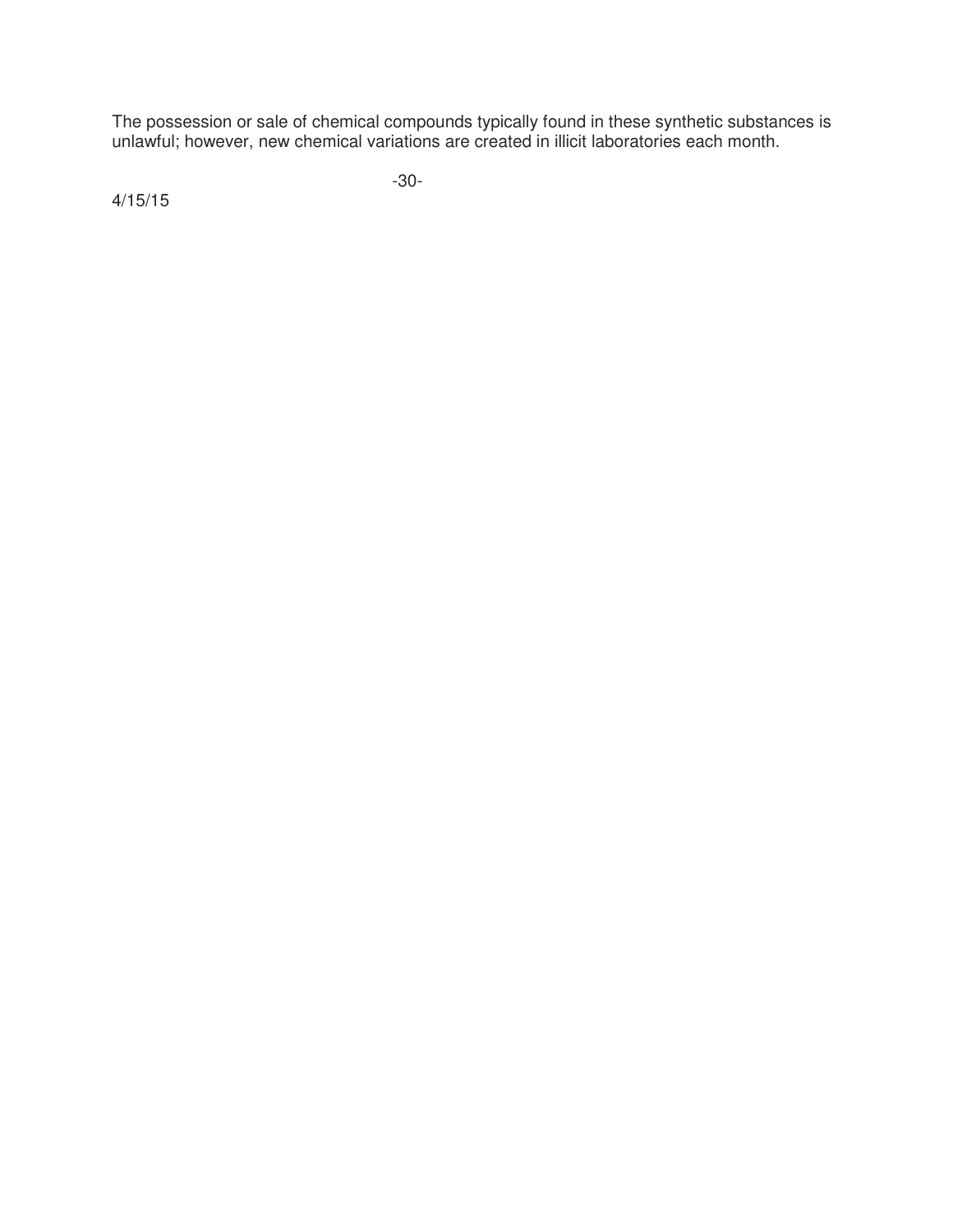The possession or sale of chemical compounds typically found in these synthetic substances is unlawful; however, new chemical variations are created in illicit laboratories each month.

-30-

4/15/15